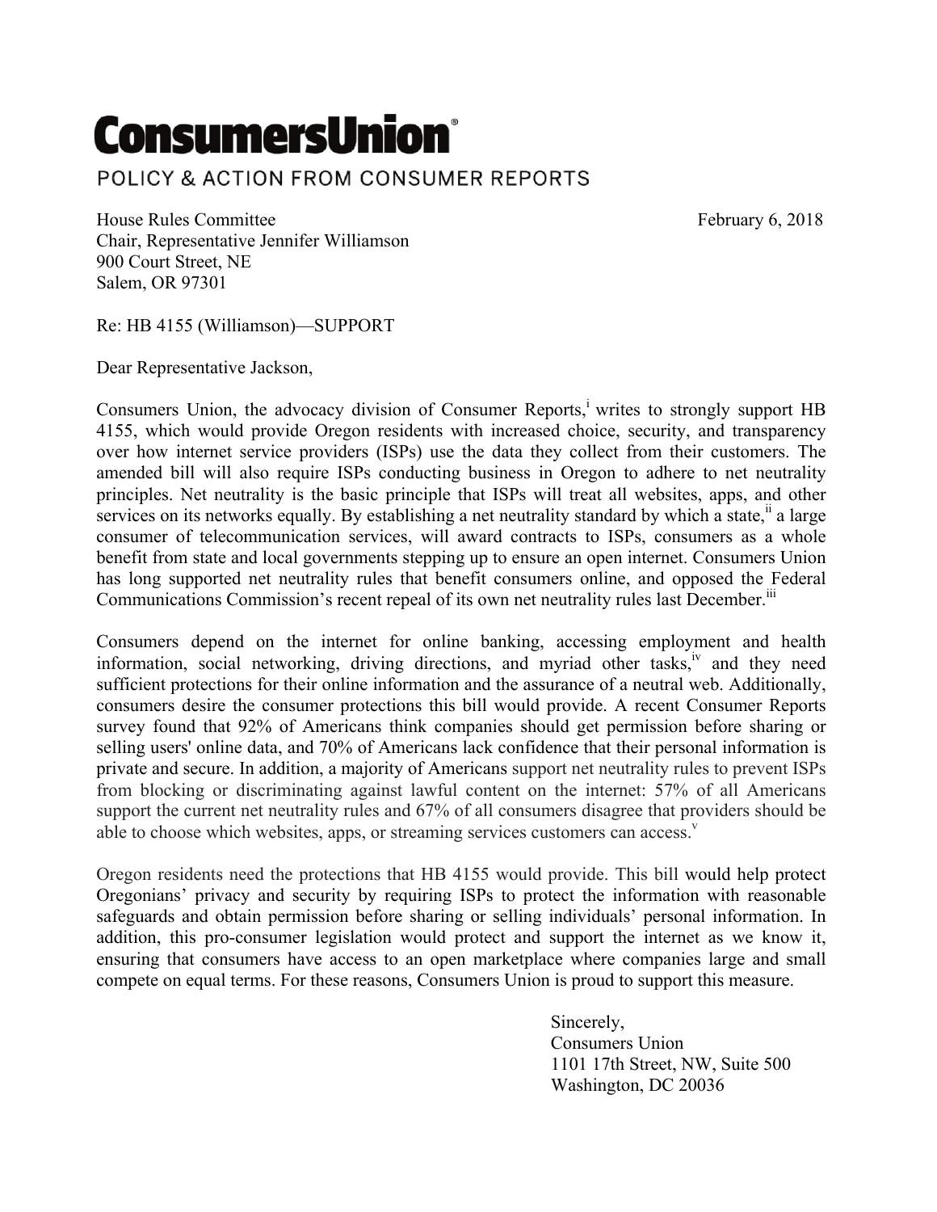# ConsumersUnion®

POLICY & ACTION FROM CONSUMER REPORTS

House Rules Committee
Chair, Representative Jennifer Williamson
900 Court Street, NE
Salem, OR 97301

February 6, 2018

Re: HB 4155 (Williamson)—SUPPORT

Dear Representative Jackson,

Consumers Union, the advocacy division of Consumer Reports,[i] writes to strongly support HB 4155, which would provide Oregon residents with increased choice, security, and transparency over how internet service providers (ISPs) use the data they collect from their customers. The amended bill will also require ISPs conducting business in Oregon to adhere to net neutrality principles. Net neutrality is the basic principle that ISPs will treat all websites, apps, and other services on its networks equally. By establishing a net neutrality standard by which a state,[ii] a large consumer of telecommunication services, will award contracts to ISPs, consumers as a whole benefit from state and local governments stepping up to ensure an open internet. Consumers Union has long supported net neutrality rules that benefit consumers online, and opposed the Federal Communications Commission's recent repeal of its own net neutrality rules last December.[iii]

Consumers depend on the internet for online banking, accessing employment and health information, social networking, driving directions, and myriad other tasks,[iv] and they need sufficient protections for their online information and the assurance of a neutral web. Additionally, consumers desire the consumer protections this bill would provide. A recent Consumer Reports survey found that 92% of Americans think companies should get permission before sharing or selling users' online data, and 70% of Americans lack confidence that their personal information is private and secure. In addition, a majority of Americans support net neutrality rules to prevent ISPs from blocking or discriminating against lawful content on the internet: 57% of all Americans support the current net neutrality rules and 67% of all consumers disagree that providers should be able to choose which websites, apps, or streaming services customers can access.[v]

Oregon residents need the protections that HB 4155 would provide. This bill would help protect Oregonians' privacy and security by requiring ISPs to protect the information with reasonable safeguards and obtain permission before sharing or selling individuals' personal information. In addition, this pro-consumer legislation would protect and support the internet as we know it, ensuring that consumers have access to an open marketplace where companies large and small compete on equal terms. For these reasons, Consumers Union is proud to support this measure.

Sincerely,
Consumers Union
1101 17th Street, NW, Suite 500
Washington, DC 20036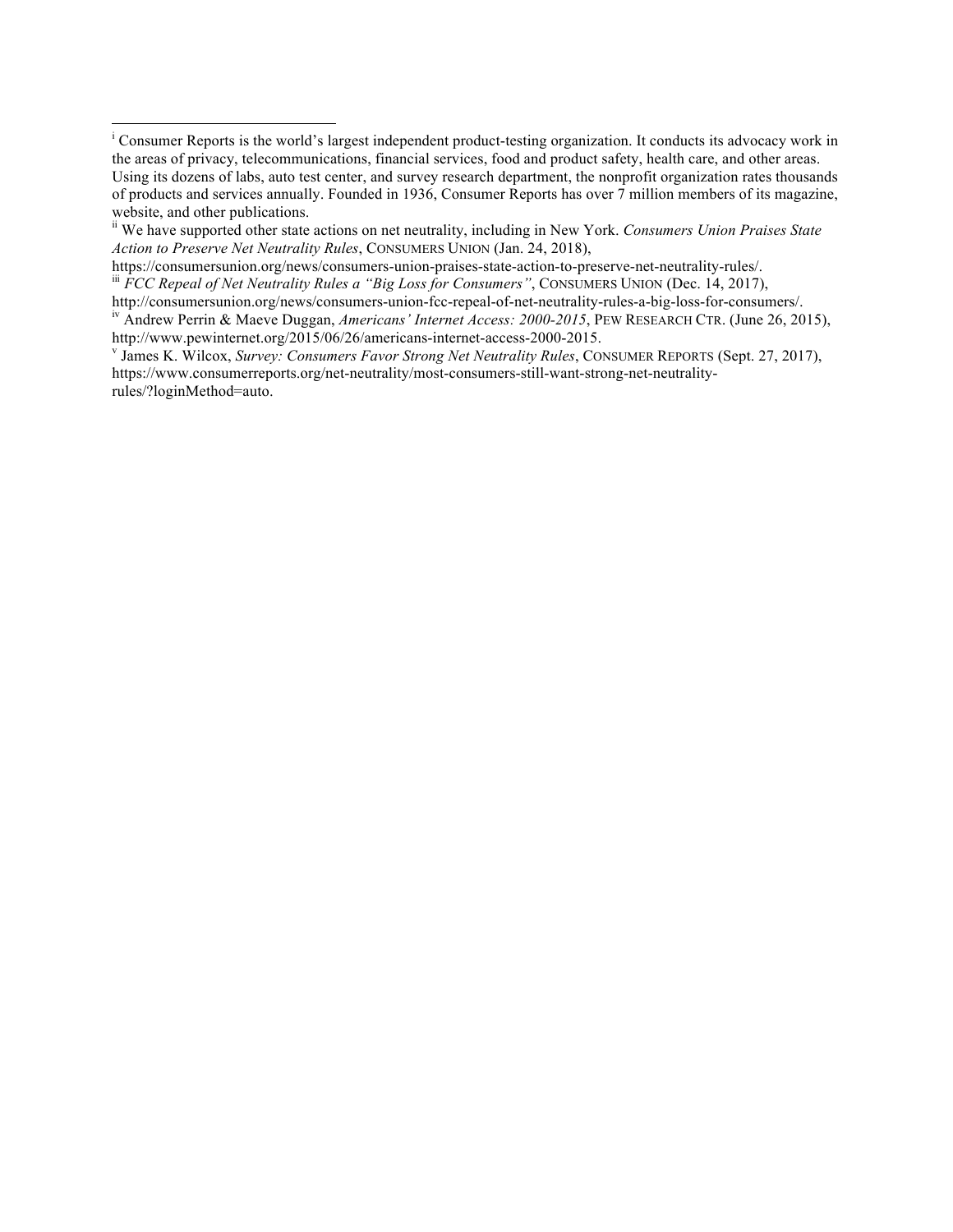[i] Consumer Reports is the world's largest independent product-testing organization. It conducts its advocacy work in the areas of privacy, telecommunications, financial services, food and product safety, health care, and other areas. Using its dozens of labs, auto test center, and survey research department, the nonprofit organization rates thousands of products and services annually. Founded in 1936, Consumer Reports has over 7 million members of its magazine, website, and other publications.

[ii] We have supported other state actions on net neutrality, including in New York. *Consumers Union Praises State Action to Preserve Net Neutrality Rules*, CONSUMERS UNION (Jan. 24, 2018), https://consumersunion.org/news/consumers-union-praises-state-action-to-preserve-net-neutrality-rules/.

[iii] *FCC Repeal of Net Neutrality Rules a "Big Loss for Consumers"*, CONSUMERS UNION (Dec. 14, 2017), http://consumersunion.org/news/consumers-union-fcc-repeal-of-net-neutrality-rules-a-big-loss-for-consumers/.

[iv] Andrew Perrin & Maeve Duggan, *Americans' Internet Access: 2000-2015*, PEW RESEARCH CTR. (June 26, 2015), http://www.pewinternet.org/2015/06/26/americans-internet-access-2000-2015.

[v] James K. Wilcox, *Survey: Consumers Favor Strong Net Neutrality Rules*, CONSUMER REPORTS (Sept. 27, 2017), https://www.consumerreports.org/net-neutrality/most-consumers-still-want-strong-net-neutrality-rules/?loginMethod=auto.